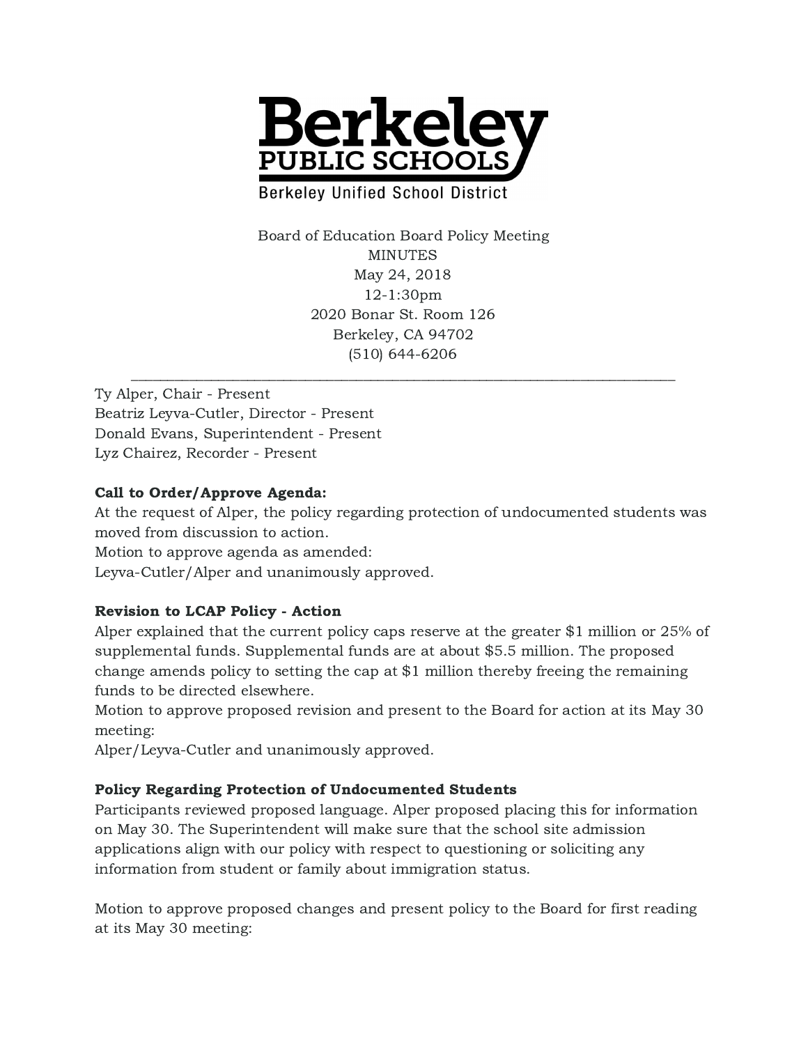Berkeley PUBLIC SCHOOLS
Berkeley Unified School District

Board of Education Board Policy Meeting
MINUTES
May 24, 2018
12-1:30pm
2020 Bonar St. Room 126
Berkeley, CA 94702
(510) 644-6206

---

Ty Alper, Chair - Present
Beatriz Leyva-Cutler, Director - Present
Donald Evans, Superintendent - Present
Lyz Chairez, Recorder - Present

**Call to Order/Approve Agenda:**
At the request of Alper, the policy regarding protection of undocumented students was moved from discussion to action.
Motion to approve agenda as amended:
Leyva-Cutler/Alper and unanimously approved.

**Revision to LCAP Policy - Action**
Alper explained that the current policy caps reserve at the greater $1 million or 25% of supplemental funds. Supplemental funds are at about $5.5 million. The proposed change amends policy to setting the cap at $1 million thereby freeing the remaining funds to be directed elsewhere.
Motion to approve proposed revision and present to the Board for action at its May 30 meeting:
Alper/Leyva-Cutler and unanimously approved.

**Policy Regarding Protection of Undocumented Students**
Participants reviewed proposed language. Alper proposed placing this for information on May 30. The Superintendent will make sure that the school site admission applications align with our policy with respect to questioning or soliciting any information from student or family about immigration status.

Motion to approve proposed changes and present policy to the Board for first reading at its May 30 meeting: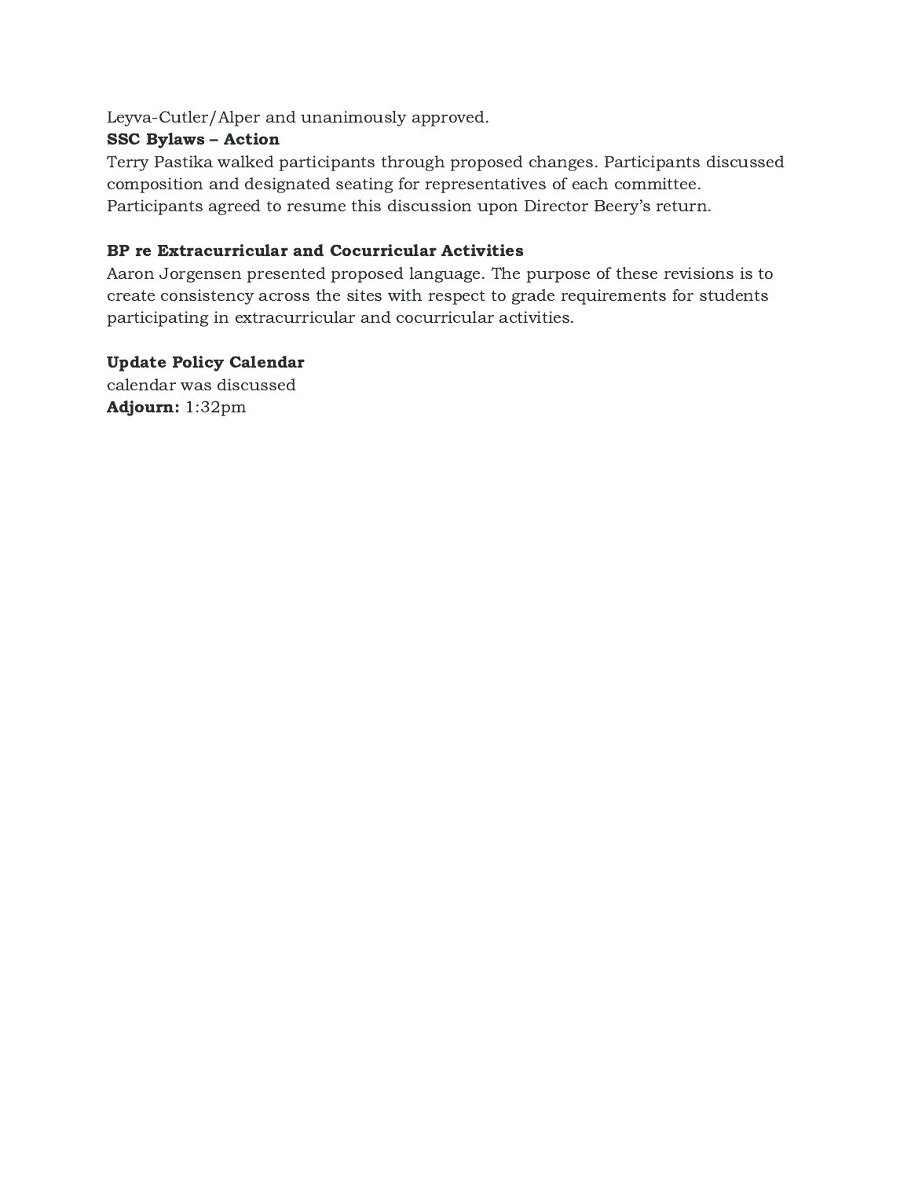Leyva-Cutler/Alper and unanimously approved.

**SSC Bylaws – Action**

Terry Pastika walked participants through proposed changes. Participants discussed composition and designated seating for representatives of each committee. Participants agreed to resume this discussion upon Director Beery's return.

**BP re Extracurricular and Cocurricular Activities**

Aaron Jorgensen presented proposed language. The purpose of these revisions is to create consistency across the sites with respect to grade requirements for students participating in extracurricular and cocurricular activities.

**Update Policy Calendar**

calendar was discussed

**Adjourn:** 1:32pm